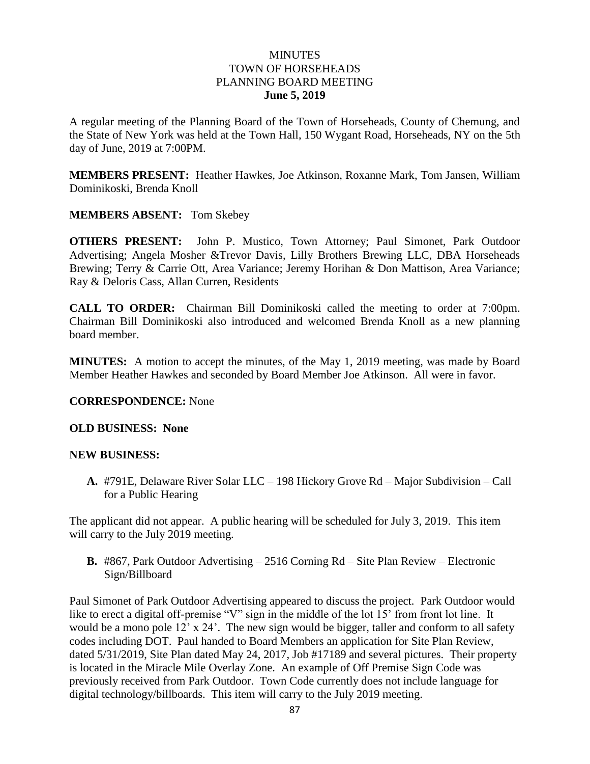# MINUTES
## TOWN OF HORSEHEADS
## PLANNING BOARD MEETING
**June 5, 2019**

A regular meeting of the Planning Board of the Town of Horseheads, County of Chemung, and the State of New York was held at the Town Hall, 150 Wygant Road, Horseheads, NY on the 5th day of June, 2019 at 7:00PM.

**MEMBERS PRESENT:** Heather Hawkes, Joe Atkinson, Roxanne Mark, Tom Jansen, William Dominikoski, Brenda Knoll

**MEMBERS ABSENT:** Tom Skebey

**OTHERS PRESENT:** John P. Mustico, Town Attorney; Paul Simonet, Park Outdoor Advertising; Angela Mosher &Trevor Davis, Lilly Brothers Brewing LLC, DBA Horseheads Brewing; Terry & Carrie Ott, Area Variance; Jeremy Horihan & Don Mattison, Area Variance; Ray & Deloris Cass, Allan Curren, Residents

**CALL TO ORDER:** Chairman Bill Dominikoski called the meeting to order at 7:00pm. Chairman Bill Dominikoski also introduced and welcomed Brenda Knoll as a new planning board member.

**MINUTES:** A motion to accept the minutes, of the May 1, 2019 meeting, was made by Board Member Heather Hawkes and seconded by Board Member Joe Atkinson. All were in favor.

**CORRESPONDENCE:** None

**OLD BUSINESS: None**

**NEW BUSINESS:**

**A.** #791E, Delaware River Solar LLC – 198 Hickory Grove Rd – Major Subdivision – Call for a Public Hearing

The applicant did not appear. A public hearing will be scheduled for July 3, 2019. This item will carry to the July 2019 meeting.

**B.** #867, Park Outdoor Advertising – 2516 Corning Rd – Site Plan Review – Electronic Sign/Billboard

Paul Simonet of Park Outdoor Advertising appeared to discuss the project. Park Outdoor would like to erect a digital off-premise "V" sign in the middle of the lot 15' from front lot line. It would be a mono pole 12' x 24'. The new sign would be bigger, taller and conform to all safety codes including DOT. Paul handed to Board Members an application for Site Plan Review, dated 5/31/2019, Site Plan dated May 24, 2017, Job #17189 and several pictures. Their property is located in the Miracle Mile Overlay Zone. An example of Off Premise Sign Code was previously received from Park Outdoor. Town Code currently does not include language for digital technology/billboards. This item will carry to the July 2019 meeting.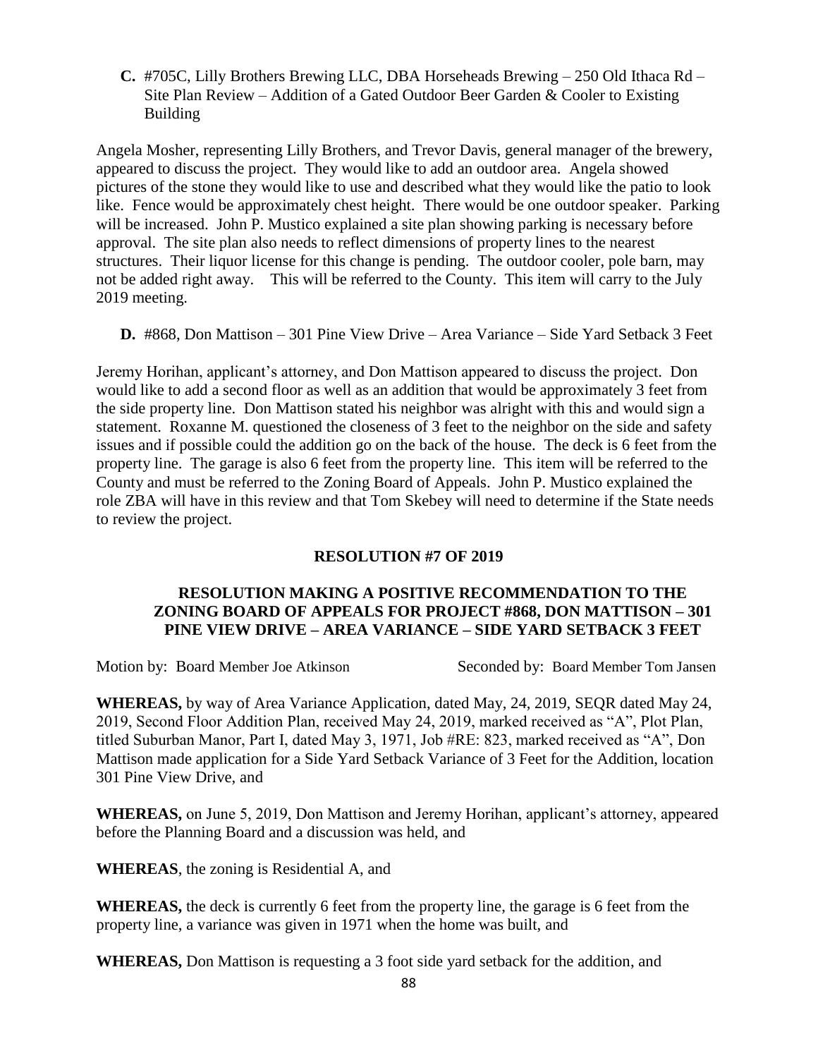**C.** #705C, Lilly Brothers Brewing LLC, DBA Horseheads Brewing – 250 Old Ithaca Rd – Site Plan Review – Addition of a Gated Outdoor Beer Garden & Cooler to Existing Building

Angela Mosher, representing Lilly Brothers, and Trevor Davis, general manager of the brewery, appeared to discuss the project. They would like to add an outdoor area. Angela showed pictures of the stone they would like to use and described what they would like the patio to look like. Fence would be approximately chest height. There would be one outdoor speaker. Parking will be increased. John P. Mustico explained a site plan showing parking is necessary before approval. The site plan also needs to reflect dimensions of property lines to the nearest structures. Their liquor license for this change is pending. The outdoor cooler, pole barn, may not be added right away. This will be referred to the County. This item will carry to the July 2019 meeting.

**D.** #868, Don Mattison – 301 Pine View Drive – Area Variance – Side Yard Setback 3 Feet

Jeremy Horihan, applicant's attorney, and Don Mattison appeared to discuss the project. Don would like to add a second floor as well as an addition that would be approximately 3 feet from the side property line. Don Mattison stated his neighbor was alright with this and would sign a statement. Roxanne M. questioned the closeness of 3 feet to the neighbor on the side and safety issues and if possible could the addition go on the back of the house. The deck is 6 feet from the property line. The garage is also 6 feet from the property line. This item will be referred to the County and must be referred to the Zoning Board of Appeals. John P. Mustico explained the role ZBA will have in this review and that Tom Skebey will need to determine if the State needs to review the project.

**RESOLUTION #7 OF 2019**

**RESOLUTION MAKING A POSITIVE RECOMMENDATION TO THE ZONING BOARD OF APPEALS FOR PROJECT #868, DON MATTISON – 301 PINE VIEW DRIVE – AREA VARIANCE – SIDE YARD SETBACK 3 FEET**

Motion by: Board Member Joe Atkinson    Seconded by: Board Member Tom Jansen

**WHEREAS,** by way of Area Variance Application, dated May, 24, 2019, SEQR dated May 24, 2019, Second Floor Addition Plan, received May 24, 2019, marked received as "A", Plot Plan, titled Suburban Manor, Part I, dated May 3, 1971, Job #RE: 823, marked received as "A", Don Mattison made application for a Side Yard Setback Variance of 3 Feet for the Addition, location 301 Pine View Drive, and

**WHEREAS,** on June 5, 2019, Don Mattison and Jeremy Horihan, applicant's attorney, appeared before the Planning Board and a discussion was held, and

**WHEREAS**, the zoning is Residential A, and

**WHEREAS,** the deck is currently 6 feet from the property line, the garage is 6 feet from the property line, a variance was given in 1971 when the home was built, and

**WHEREAS,** Don Mattison is requesting a 3 foot side yard setback for the addition, and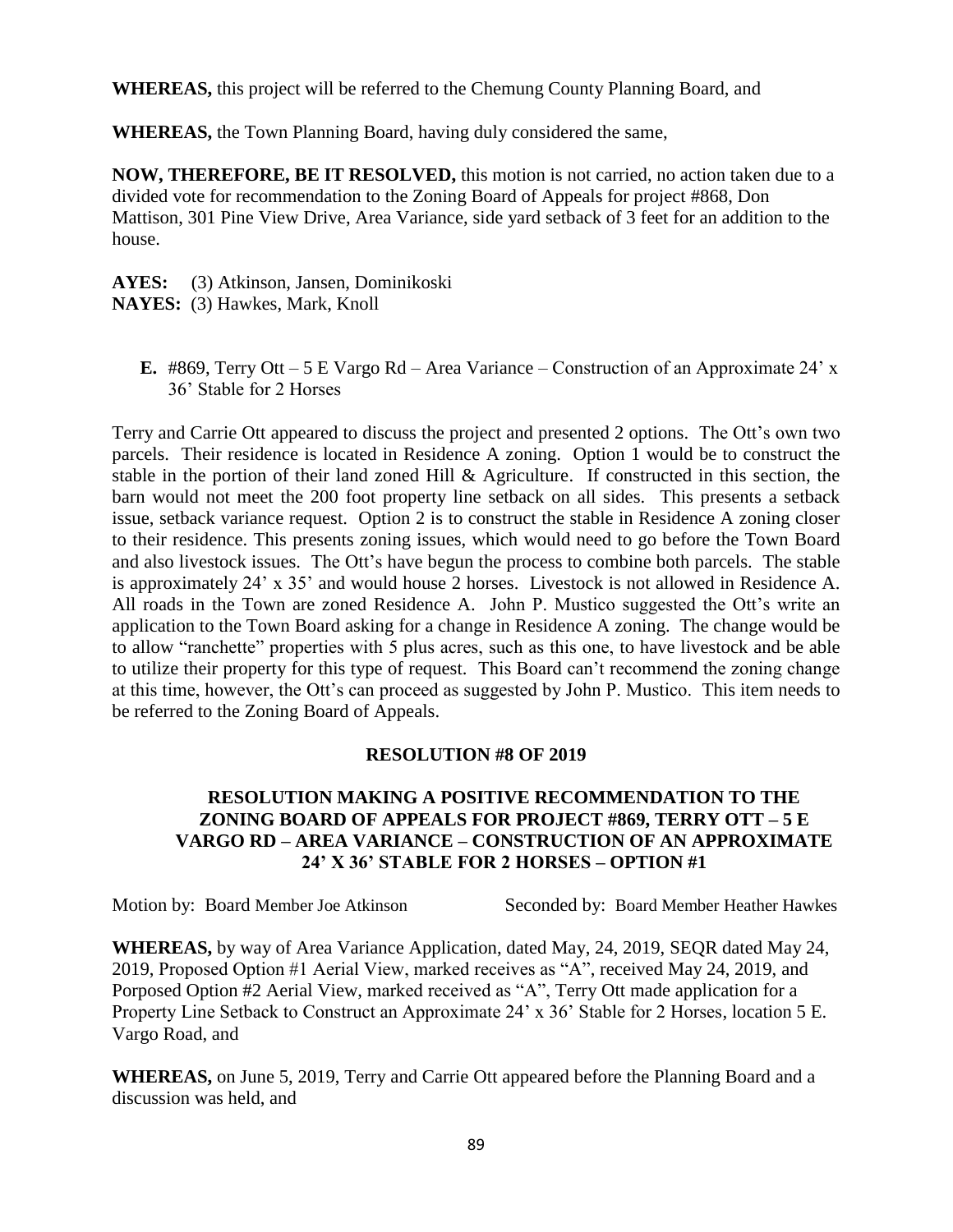**WHEREAS,** this project will be referred to the Chemung County Planning Board, and

**WHEREAS,** the Town Planning Board, having duly considered the same,

**NOW, THEREFORE, BE IT RESOLVED,** this motion is not carried, no action taken due to a divided vote for recommendation to the Zoning Board of Appeals for project #868, Don Mattison, 301 Pine View Drive, Area Variance, side yard setback of 3 feet for an addition to the house.

**AYES:** (3) Atkinson, Jansen, Dominikoski
**NAYES:** (3) Hawkes, Mark, Knoll

**E.** #869, Terry Ott – 5 E Vargo Rd – Area Variance – Construction of an Approximate 24' x 36' Stable for 2 Horses

Terry and Carrie Ott appeared to discuss the project and presented 2 options. The Ott's own two parcels. Their residence is located in Residence A zoning. Option 1 would be to construct the stable in the portion of their land zoned Hill & Agriculture. If constructed in this section, the barn would not meet the 200 foot property line setback on all sides. This presents a setback issue, setback variance request. Option 2 is to construct the stable in Residence A zoning closer to their residence. This presents zoning issues, which would need to go before the Town Board and also livestock issues. The Ott's have begun the process to combine both parcels. The stable is approximately 24' x 35' and would house 2 horses. Livestock is not allowed in Residence A. All roads in the Town are zoned Residence A. John P. Mustico suggested the Ott's write an application to the Town Board asking for a change in Residence A zoning. The change would be to allow "ranchette" properties with 5 plus acres, such as this one, to have livestock and be able to utilize their property for this type of request. This Board can't recommend the zoning change at this time, however, the Ott's can proceed as suggested by John P. Mustico. This item needs to be referred to the Zoning Board of Appeals.

**RESOLUTION #8 OF 2019**

**RESOLUTION MAKING A POSITIVE RECOMMENDATION TO THE ZONING BOARD OF APPEALS FOR PROJECT #869, TERRY OTT – 5 E VARGO RD – AREA VARIANCE – CONSTRUCTION OF AN APPROXIMATE 24' X 36' STABLE FOR 2 HORSES – OPTION #1**

Motion by: Board Member Joe Atkinson Seconded by: Board Member Heather Hawkes

**WHEREAS,** by way of Area Variance Application, dated May, 24, 2019, SEQR dated May 24, 2019, Proposed Option #1 Aerial View, marked receives as "A", received May 24, 2019, and Porposed Option #2 Aerial View, marked received as "A", Terry Ott made application for a Property Line Setback to Construct an Approximate 24' x 36' Stable for 2 Horses, location 5 E. Vargo Road, and

**WHEREAS,** on June 5, 2019, Terry and Carrie Ott appeared before the Planning Board and a discussion was held, and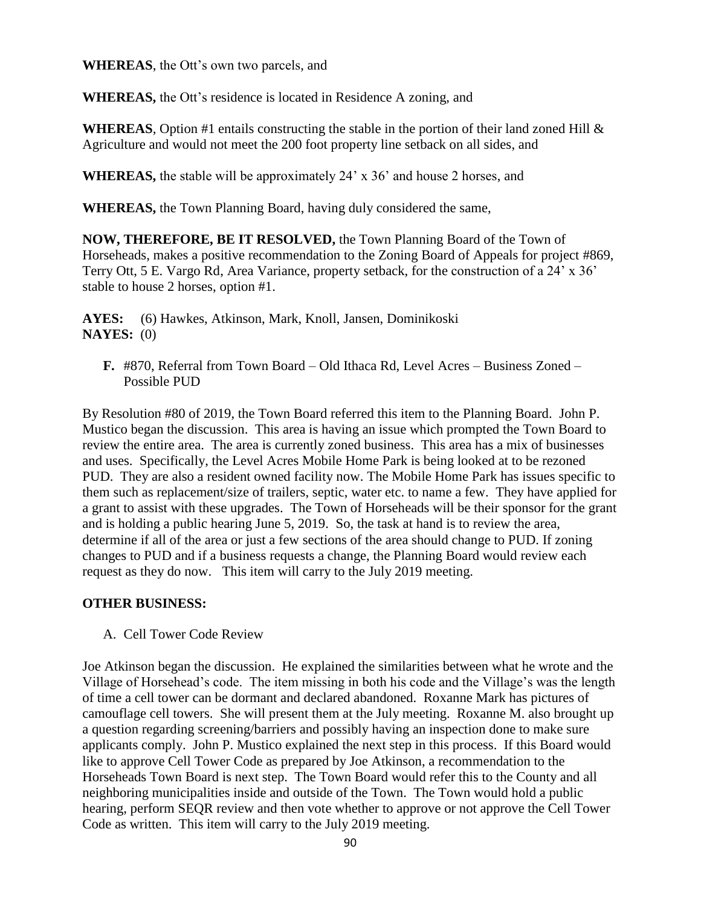**WHEREAS**, the Ott's own two parcels, and

**WHEREAS,** the Ott's residence is located in Residence A zoning, and

**WHEREAS**, Option #1 entails constructing the stable in the portion of their land zoned Hill & Agriculture and would not meet the 200 foot property line setback on all sides, and

**WHEREAS,** the stable will be approximately 24' x 36' and house 2 horses, and

**WHEREAS,** the Town Planning Board, having duly considered the same,

**NOW, THEREFORE, BE IT RESOLVED,** the Town Planning Board of the Town of Horseheads, makes a positive recommendation to the Zoning Board of Appeals for project #869, Terry Ott, 5 E. Vargo Rd, Area Variance, property setback, for the construction of a 24' x 36' stable to house 2 horses, option #1.

**AYES:** (6) Hawkes, Atkinson, Mark, Knoll, Jansen, Dominikoski
**NAYES:** (0)

**F.** #870, Referral from Town Board – Old Ithaca Rd, Level Acres – Business Zoned – Possible PUD

By Resolution #80 of 2019, the Town Board referred this item to the Planning Board. John P. Mustico began the discussion. This area is having an issue which prompted the Town Board to review the entire area. The area is currently zoned business. This area has a mix of businesses and uses. Specifically, the Level Acres Mobile Home Park is being looked at to be rezoned PUD. They are also a resident owned facility now. The Mobile Home Park has issues specific to them such as replacement/size of trailers, septic, water etc. to name a few. They have applied for a grant to assist with these upgrades. The Town of Horseheads will be their sponsor for the grant and is holding a public hearing June 5, 2019. So, the task at hand is to review the area, determine if all of the area or just a few sections of the area should change to PUD. If zoning changes to PUD and if a business requests a change, the Planning Board would review each request as they do now. This item will carry to the July 2019 meeting.

**OTHER BUSINESS:**

A. Cell Tower Code Review

Joe Atkinson began the discussion. He explained the similarities between what he wrote and the Village of Horsehead's code. The item missing in both his code and the Village's was the length of time a cell tower can be dormant and declared abandoned. Roxanne Mark has pictures of camouflage cell towers. She will present them at the July meeting. Roxanne M. also brought up a question regarding screening/barriers and possibly having an inspection done to make sure applicants comply. John P. Mustico explained the next step in this process. If this Board would like to approve Cell Tower Code as prepared by Joe Atkinson, a recommendation to the Horseheads Town Board is next step. The Town Board would refer this to the County and all neighboring municipalities inside and outside of the Town. The Town would hold a public hearing, perform SEQR review and then vote whether to approve or not approve the Cell Tower Code as written. This item will carry to the July 2019 meeting.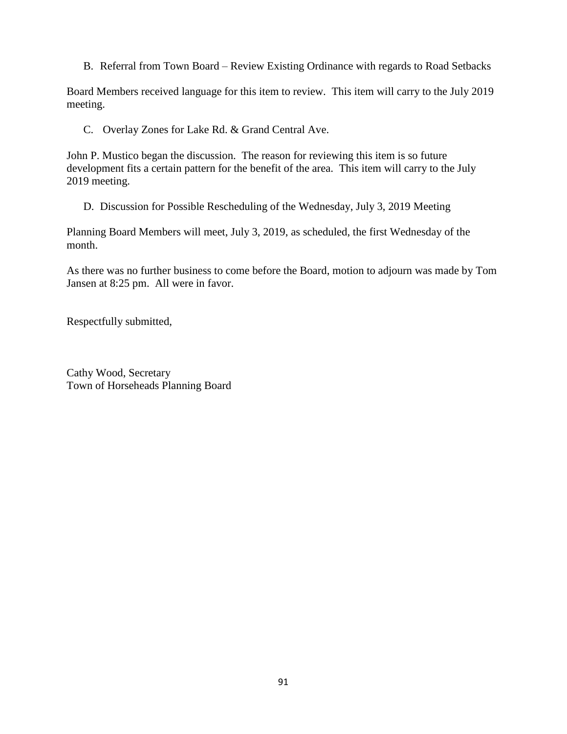B. Referral from Town Board – Review Existing Ordinance with regards to Road Setbacks

Board Members received language for this item to review. This item will carry to the July 2019 meeting.

C. Overlay Zones for Lake Rd. & Grand Central Ave.

John P. Mustico began the discussion. The reason for reviewing this item is so future development fits a certain pattern for the benefit of the area. This item will carry to the July 2019 meeting.

D. Discussion for Possible Rescheduling of the Wednesday, July 3, 2019 Meeting

Planning Board Members will meet, July 3, 2019, as scheduled, the first Wednesday of the month.

As there was no further business to come before the Board, motion to adjourn was made by Tom Jansen at 8:25 pm. All were in favor.

Respectfully submitted,

Cathy Wood, Secretary
Town of Horseheads Planning Board